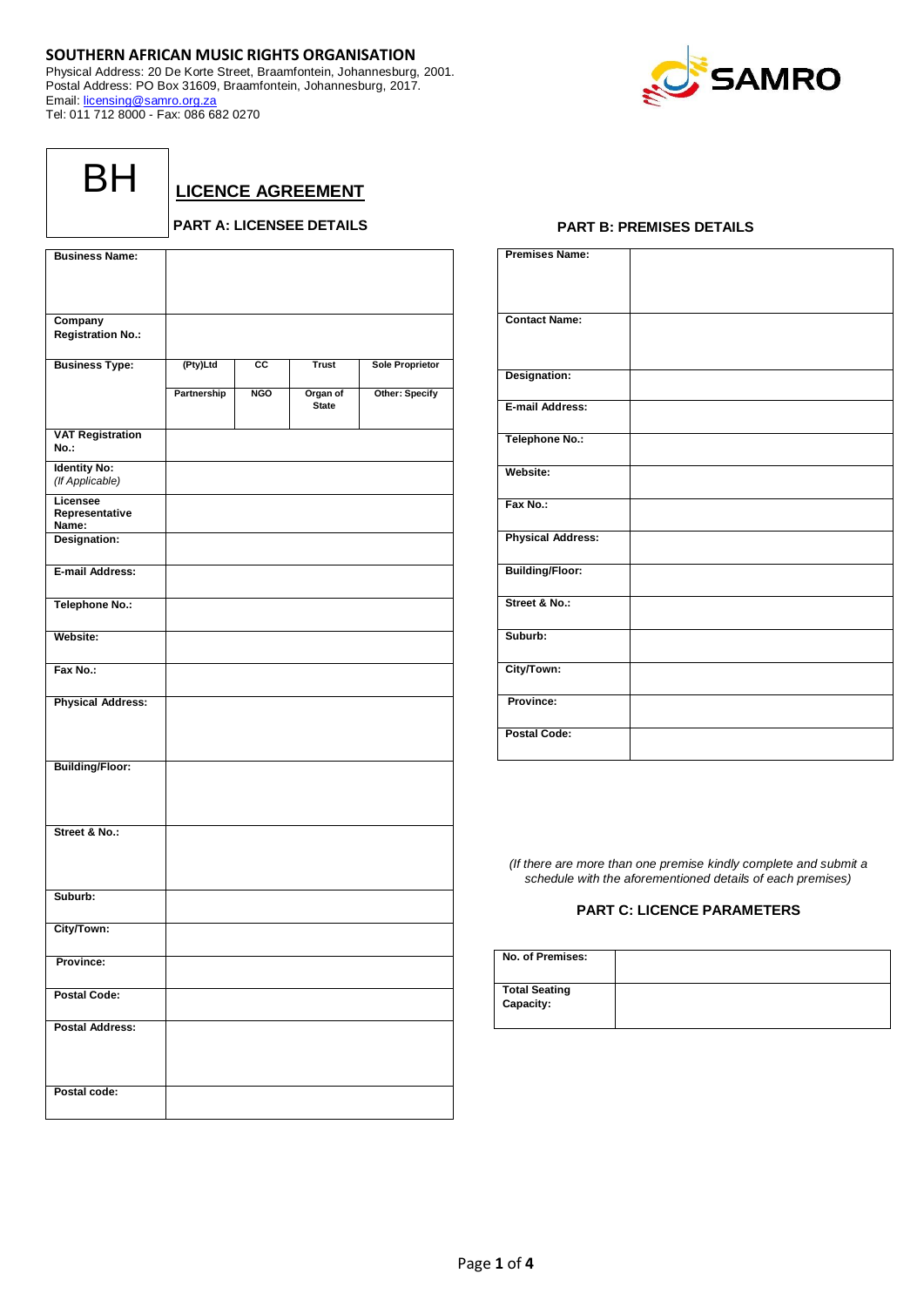**SOUTHERN AFRICAN MUSIC RIGHTS ORGANISATION**
Physical Address: 20 De Korte Street, Braamfontein, Johannesburg, 2001.
Postal Address: PO Box 31609, Braamfontein, Johannesburg, 2017.
Email: licensing@samro.org.za
Tel: 011 712 8000 - Fax: 086 682 0270

SAMRO

BH

# LICENCE AGREEMENT

## PART A: LICENSEE DETAILS

| | | | | |
|---|---|---|---|---|
| **Business Name:** | | | | |
| **Company Registration No.:** | | | | |
| **Business Type:** | (Pty)Ltd | CC | Trust | Sole Proprietor |
| | Partnership | NGO | Organ of State | Other: Specify |
| **VAT Registration No.:** | | | | |
| **Identity No:** *(If Applicable)* | | | | |
| **Licensee Representative Name:** | | | | |
| **Designation:** | | | | |
| **E-mail Address:** | | | | |
| **Telephone No.:** | | | | |
| **Website:** | | | | |
| **Fax No.:** | | | | |
| **Physical Address:** | | | | |
| **Building/Floor:** | | | | |
| **Street & No.:** | | | | |
| **Suburb:** | | | | |
| **City/Town:** | | | | |
| **Province:** | | | | |
| **Postal Code:** | | | | |
| **Postal Address:** | | | | |
| **Postal code:** | | | | |

## PART B: PREMISES DETAILS

| | |
|---|---|
| **Premises Name:** | |
| **Contact Name:** | |
| **Designation:** | |
| **E-mail Address:** | |
| **Telephone No.:** | |
| **Website:** | |
| **Fax No.:** | |
| **Physical Address:** | |
| **Building/Floor:** | |
| **Street & No.:** | |
| **Suburb:** | |
| **City/Town:** | |
| **Province:** | |
| **Postal Code:** | |

*(If there are more than one premise kindly complete and submit a schedule with the aforementioned details of each premises)*

## PART C: LICENCE PARAMETERS

| | |
|---|---|
| **No. of Premises:** | |
| **Total Seating Capacity:** | |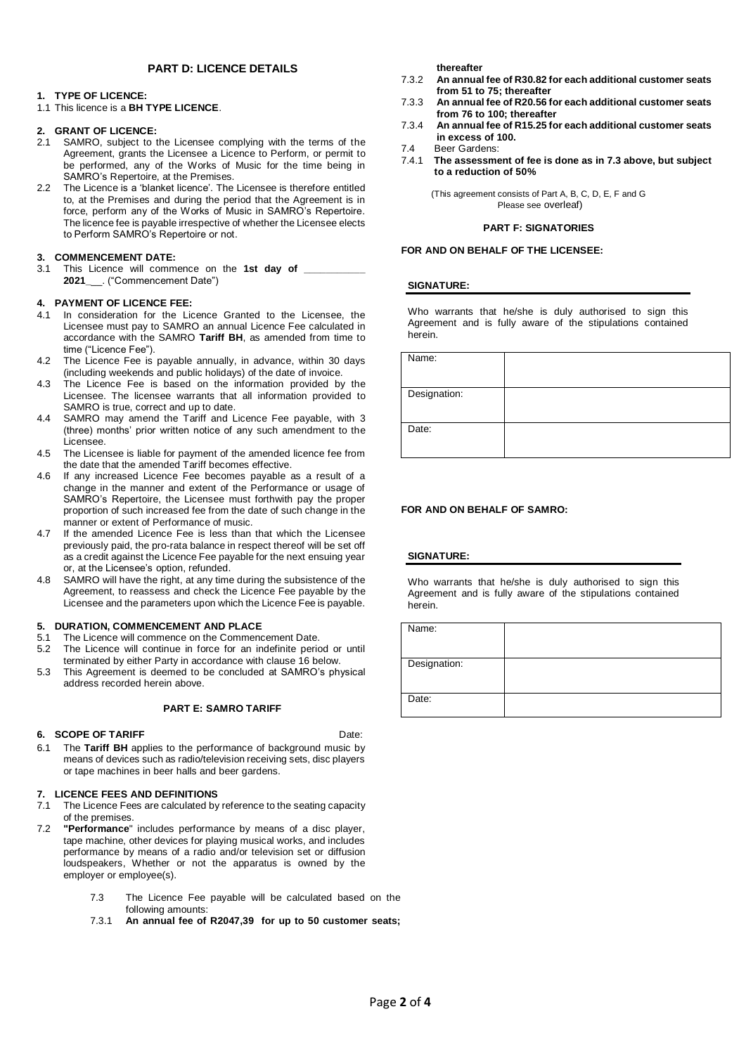## PART D: LICENCE DETAILS

**1. TYPE OF LICENCE:**

1.1 This licence is a **BH TYPE LICENCE**.

**2. GRANT OF LICENCE:**

2.1 SAMRO, subject to the Licensee complying with the terms of the Agreement, grants the Licensee a Licence to Perform, or permit to be performed, any of the Works of Music for the time being in SAMRO's Repertoire, at the Premises.

2.2 The Licence is a 'blanket licence'. The Licensee is therefore entitled to, at the Premises and during the period that the Agreement is in force, perform any of the Works of Music in SAMRO's Repertoire. The licence fee is payable irrespective of whether the Licensee elects to Perform SAMRO's Repertoire or not.

**3. COMMENCEMENT DATE:**

3.1 This Licence will commence on the **1st day of \_\_\_\_\_\_\_\_\_\_\_ 2021\_\_\_**. ("Commencement Date")

**4. PAYMENT OF LICENCE FEE:**

4.1 In consideration for the Licence Granted to the Licensee, the Licensee must pay to SAMRO an annual Licence Fee calculated in accordance with the SAMRO **Tariff BH**, as amended from time to time ("Licence Fee").

4.2 The Licence Fee is payable annually, in advance, within 30 days (including weekends and public holidays) of the date of invoice.

4.3 The Licence Fee is based on the information provided by the Licensee. The licensee warrants that all information provided to SAMRO is true, correct and up to date.

4.4 SAMRO may amend the Tariff and Licence Fee payable, with 3 (three) months' prior written notice of any such amendment to the Licensee.

4.5 The Licensee is liable for payment of the amended licence fee from the date that the amended Tariff becomes effective.

4.6 If any increased Licence Fee becomes payable as a result of a change in the manner and extent of the Performance or usage of SAMRO's Repertoire, the Licensee must forthwith pay the proper proportion of such increased fee from the date of such change in the manner or extent of Performance of music.

4.7 If the amended Licence Fee is less than that which the Licensee previously paid, the pro-rata balance in respect thereof will be set off as a credit against the Licence Fee payable for the next ensuing year or, at the Licensee's option, refunded.

4.8 SAMRO will have the right, at any time during the subsistence of the Agreement, to reassess and check the Licence Fee payable by the Licensee and the parameters upon which the Licence Fee is payable.

**5. DURATION, COMMENCEMENT AND PLACE**

5.1 The Licence will commence on the Commencement Date.

5.2 The Licence will continue in force for an indefinite period or until terminated by either Party in accordance with clause 16 below.

5.3 This Agreement is deemed to be concluded at SAMRO's physical address recorded herein above.

## PART E: SAMRO TARIFF

**6. SCOPE OF TARIFF** Date:

6.1 The **Tariff BH** applies to the performance of background music by means of devices such as radio/television receiving sets, disc players or tape machines in beer halls and beer gardens.

**7. LICENCE FEES AND DEFINITIONS**

7.1 The Licence Fees are calculated by reference to the seating capacity of the premises.

7.2 **"Performance**" includes performance by means of a disc player, tape machine, other devices for playing musical works, and includes performance by means of a radio and/or television set or diffusion loudspeakers, Whether or not the apparatus is owned by the employer or employee(s).

7.3 The Licence Fee payable will be calculated based on the following amounts:

7.3.1 **An annual fee of R2047,39 for up to 50 customer seats; thereafter**

7.3.2 **An annual fee of R30.82 for each additional customer seats from 51 to 75; thereafter**

7.3.3 **An annual fee of R20.56 for each additional customer seats from 76 to 100; thereafter**

7.3.4 **An annual fee of R15.25 for each additional customer seats in excess of 100.**

7.4 Beer Gardens:

7.4.1 **The assessment of fee is done as in 7.3 above, but subject to a reduction of 50%**

(This agreement consists of Part A, B, C, D, E, F and G Please see overleaf)

## PART F: SIGNATORIES

**FOR AND ON BEHALF OF THE LICENSEE:**

**SIGNATURE:**

Who warrants that he/she is duly authorised to sign this Agreement and is fully aware of the stipulations contained herein.

| Name: | |
|---|---|
| Designation: | |
| Date: | |

**FOR AND ON BEHALF OF SAMRO:**

**SIGNATURE:**

Who warrants that he/she is duly authorised to sign this Agreement and is fully aware of the stipulations contained herein.

| Name: | |
|---|---|
| Designation: | |
| Date: | |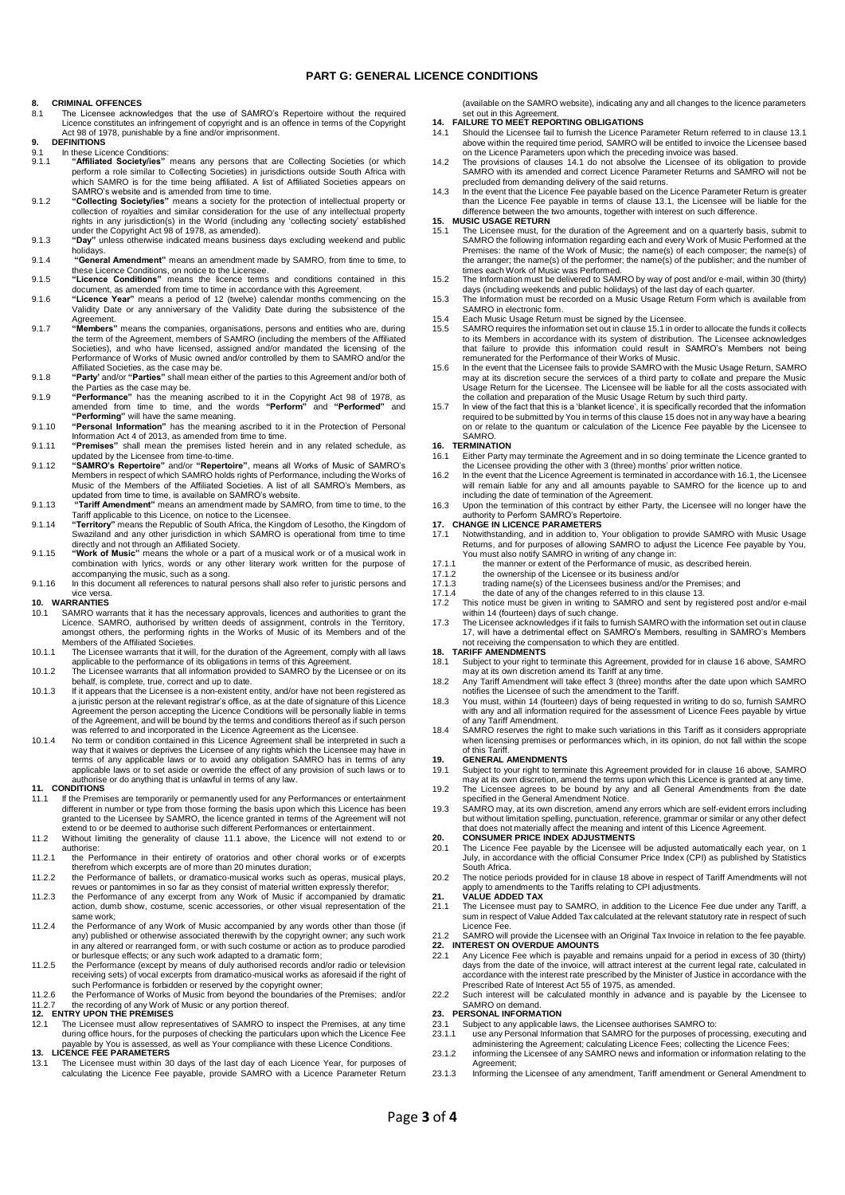# PART G: GENERAL LICENCE CONDITIONS

## 8. CRIMINAL OFFENCES

8.1 The Licensee acknowledges that the use of SAMRO's Repertoire without the required Licence constitutes an infringement of copyright and is an offence in terms of the Copyright Act 98 of 1978, punishable by a fine and/or imprisonment.

## 9. DEFINITIONS

9.1 In these Licence Conditions:

9.1.1 **"Affiliated Society/ies"** means any persons that are Collecting Societies (or which perform a role similar to Collecting Societies) in jurisdictions outside South Africa with which SAMRO is for the time being affiliated. A list of Affiliated Societies appears on SAMRO's website and is amended from time to time.

9.1.2 **"Collecting Society/ies"** means a society for the protection of intellectual property or collection of royalties and similar consideration for the use of any intellectual property rights in any jurisdiction(s) in the World (including any 'collecting society' established under the Copyright Act 98 of 1978, as amended).

9.1.3 **"Day"** unless otherwise indicated means business days excluding weekend and public holidays.

9.1.4 **"General Amendment"** means an amendment made by SAMRO, from time to time, to these Licence Conditions, on notice to the Licensee.

9.1.5 **"Licence Conditions"** means the licence terms and conditions contained in this document, as amended from time to time in accordance with this Agreement.

9.1.6 **"Licence Year"** means a period of 12 (twelve) calendar months commencing on the Validity Date or any anniversary of the Validity Date during the subsistence of the Agreement.

9.1.7 **"Members"** means the companies, organisations, persons and entities who are, during the term of the Agreement, members of SAMRO (including the members of the Affiliated Societies), and who have licensed, assigned and/or mandated the licensing of the Performance of Works of Music owned and/or controlled by them to SAMRO and/or the Affiliated Societies, as the case may be.

9.1.8 **"Party"** and/or **"Parties"** shall mean either of the parties to this Agreement and/or both of the Parties as the case may be.

9.1.9 **"Performance"** has the meaning ascribed to it in the Copyright Act 98 of 1978, as amended from time to time, and the words **"Perform"** and **"Performed"** and **"Performing"** will have the same meaning.

9.1.10 **"Personal Information"** has the meaning ascribed to it in the Protection of Personal Information Act 4 of 2013, as amended from time to time.

9.1.11 **"Premises"** shall mean the premises listed herein and in any related schedule, as updated by the Licensee from time-to-time.

9.1.12 **"SAMRO's Repertoire"** and/or **"Repertoire"**, means all Works of Music of SAMRO's Members in respect of which SAMRO holds rights of Performance, including the Works of Music of the Members of the Affiliated Societies. A list of all SAMRO's Members, as updated from time to time, is available on SAMRO's website.

9.1.13 **"Tariff Amendment"** means an amendment made by SAMRO, from time to time, to the Tariff applicable to this Licence, on notice to the Licensee.

9.1.14 **"Territory"** means the Republic of South Africa, the Kingdom of Lesotho, the Kingdom of Swaziland and any other jurisdiction in which SAMRO is operational from time to time directly and not through an Affiliated Society.

9.1.15 **"Work of Music"** means the whole or a part of a musical work or of a musical work in combination with lyrics, words or any other literary work written for the purpose of accompanying the music, such as a song.

9.1.16 In this document all references to natural persons shall also refer to juristic persons and vice versa.

## 10. WARRANTIES

10.1 SAMRO warrants that it has the necessary approvals, licences and authorities to grant the Licence. SAMRO, authorised by written deeds of assignment, controls in the Territory, amongst others, the performing rights in the Works of Music of its Members and of the Members of the Affiliated Societies.

10.1.1 The Licensee warrants that it will, for the duration of the Agreement, comply with all laws applicable to the performance of its obligations in terms of this Agreement.

10.1.2 The Licensee warrants that all information provided to SAMRO by the Licensee or on its behalf, is complete, true, correct and up to date.

10.1.3 If it appears that the Licensee is a non-existent entity, and/or have not been registered as a juristic person at the relevant registrar's office, as at the date of signature of this Licence Agreement the person accepting the Licence Conditions will be personally liable in terms of the Agreement, and will be bound by the terms and conditions thereof as if such person was referred to and incorporated in the Licence Agreement as the Licensee.

10.1.4 No term or condition contained in this Licence Agreement shall be interpreted in such a way that it waives or deprives the Licensee of any rights which the Licensee may have in terms of any applicable laws or to avoid any obligation SAMRO has in terms of any applicable laws or to set aside or override the effect of any provision of such laws or to authorise or do anything that is unlawful in terms of any law.

## 11. CONDITIONS

11.1 If the Premises are temporarily or permanently used for any Performances or entertainment different in number or type from those forming the basis upon which this Licence has been granted to the Licensee by SAMRO, the licence granted in terms of the Agreement will not extend to or be deemed to authorise such different Performances or entertainment.

11.2 Without limiting the generality of clause 11.1 above, the Licence will not extend to or authorise:

11.2.1 the Performance in their entirety of oratorios and other choral works or of excerpts therefrom which excerpts are of more than 20 minutes duration;

11.2.2 the Performance of ballets, or dramatico-musical works such as operas, musical plays, revues or pantomimes in so far as they consist of material written expressly therefor;

11.2.3 the Performance of any excerpt from any Work of Music if accompanied by dramatic action, dumb show, costume, scenic accessories, or other visual representation of the same work;

11.2.4 the Performance of any Work of Music accompanied by any words other than those (if any) published or otherwise associated therewith by the copyright owner; any such work in any altered or rearranged form, or with such costume or action as to produce parodied or burlesque effects; or any such work adapted to a dramatic form;

11.2.5 the Performance (except by means of duly authorised records and/or radio or television receiving sets) of vocal excerpts from dramatico-musical works as aforesaid if the right of such Performance is forbidden or reserved by the copyright owner;

11.2.6 the Performance of Works of Music from beyond the boundaries of the Premises; and/or

11.2.7 the recording of any Work of Music or any portion thereof.

## 12. ENTRY UPON THE PREMISES

12.1 The Licensee must allow representatives of SAMRO to inspect the Premises, at any time during office hours, for the purposes of checking the particulars upon which the Licence Fee payable by You is assessed, as well as Your compliance with these Licence Conditions.

## 13. LICENCE FEE PARAMETERS

13.1 The Licensee must within 30 days of the last day of each Licence Year, for purposes of calculating the Licence Fee payable, provide SAMRO with a Licence Parameter Return (available on the SAMRO website), indicating any and all changes to the licence parameters set out in this Agreement.

## 14. FAILURE TO MEET REPORTING OBLIGATIONS

14.1 Should the Licensee fail to furnish the Licence Parameter Return referred to in clause 13.1 above within the required time period, SAMRO will be entitled to invoice the Licensee based on the Licence Parameters upon which the preceding invoice was based.

14.2 The provisions of clauses 14.1 do not absolve the Licensee of its obligation to provide SAMRO with its amended and correct Licence Parameter Returns and SAMRO will not be precluded from demanding delivery of the said returns.

14.3 In the event that the Licence Fee payable based on the Licence Parameter Return is greater than the Licence Fee payable in terms of clause 13.1, the Licensee will be liable for the difference between the two amounts, together with interest on such difference.

## 15. MUSIC USAGE RETURN

15.1 The Licensee must, for the duration of the Agreement and on a quarterly basis, submit to SAMRO the following information regarding each and every Work of Music Performed at the Premises: the name of the Work of Music; the name(s) of each composer; the name(s) of the arranger; the name(s) of the performer; the name(s) of the publisher; and the number of times each Work of Music was Performed.

15.2 The Information must be delivered to SAMRO by way of post and/or e-mail, within 30 (thirty) days (including weekends and public holidays) of the last day of each quarter.

15.3 The Information must be recorded on a Music Usage Return Form which is available from SAMRO in electronic form.

15.4 Each Music Usage Return must be signed by the Licensee.

15.5 SAMRO requires the information set out in clause 15.1 in order to allocate the funds it collects to its Members in accordance with its system of distribution. The Licensee acknowledges that failure to provide this information could result in SAMRO's Members not being remunerated for the Performance of their Works of Music.

15.6 In the event that the Licensee fails to provide SAMRO with the Music Usage Return, SAMRO may at its discretion secure the services of a third party to collate and prepare the Music Usage Return for the Licensee. The Licensee will be liable for all the costs associated with the collation and preparation of the Music Usage Return by such third party.

15.7 In view of the fact that this is a 'blanket licence', it is specifically recorded that the information required to be submitted by You in terms of this clause 15 does not in any way have a bearing on or relate to the quantum or calculation of the Licence Fee payable by the Licensee to SAMRO.

## 16. TERMINATION

16.1 Either Party may terminate the Agreement and in so doing terminate the Licence granted to the Licensee providing the other with 3 (three) months' prior written notice.

16.2 In the event that the Licence Agreement is terminated in accordance with 16.1, the Licensee will remain liable for any and all amounts payable to SAMRO for the licence up to and including the date of termination of the Agreement.

16.3 Upon the termination of this contract by either Party, the Licensee will no longer have the authority to Perform SAMRO's Repertoire.

## 17. CHANGE IN LICENCE PARAMETERS

17.1 Notwithstanding, and in addition to, Your obligation to provide SAMRO with Music Usage Returns, and for purposes of allowing SAMRO to adjust the Licence Fee payable by You, You must also notify SAMRO in writing of any change in:

17.1.1 the manner or extent of the Performance of music, as described herein.

17.1.2 the ownership of the Licensee or its business and/or

17.1.3 trading name(s) of the Licensees business and/or the Premises; and

17.1.4 the date of any of the changes referred to in this clause 13.

17.2 This notice must be given in writing to SAMRO and sent by registered post and/or e-mail within 14 (fourteen) days of such change.

17.3 The Licensee acknowledges if it fails to furnish SAMRO with the information set out in clause 17, will have a detrimental effect on SAMRO's Members, resulting in SAMRO's Members not receiving the compensation to which they are entitled.

## 18. TARIFF AMENDMENTS

18.1 Subject to your right to terminate this Agreement, provided for in clause 16 above, SAMRO may at its own discretion amend its Tariff at any time.

18.2 Any Tariff Amendment will take effect 3 (three) months after the date upon which SAMRO notifies the Licensee of such the amendment to the Tariff.

18.3 You must, within 14 (fourteen) days of being requested in writing to do so, furnish SAMRO with any and all information required for the assessment of Licence Fees payable by virtue of any Tariff Amendment.

18.4 SAMRO reserves the right to make such variations in this Tariff as it considers appropriate when licensing premises or performances which, in its opinion, do not fall within the scope of this Tariff.

## 19. GENERAL AMENDMENTS

19.1 Subject to your right to terminate this Agreement provided for in clause 16 above, SAMRO may at its own discretion, amend the terms upon which this Licence is granted at any time.

19.2 The Licensee agrees to be bound by any and all General Amendments from the date specified in the General Amendment Notice.

19.3 SAMRO may, at its own discretion, amend any errors which are self-evident errors including but without limitation spelling, punctuation, reference, grammar or similar or any other defect that does not materially affect the meaning and intent of this Licence Agreement.

## 20. CONSUMER PRICE INDEX ADJUSTMENTS

20.1 The Licence Fee payable by the Licensee will be adjusted automatically each year, on 1 July, in accordance with the official Consumer Price Index (CPI) as published by Statistics South Africa.

20.2 The notice periods provided for in clause 18 above in respect of Tariff Amendments will not apply to amendments to the Tariffs relating to CPI adjustments.

## 21. VALUE ADDED TAX

21.1 The Licensee must pay to SAMRO, in addition to the Licence Fee due under any Tariff, a sum in respect of Value Added Tax calculated at the relevant statutory rate in respect of such Licence Fee.

21.2 SAMRO will provide the Licensee with an Original Tax Invoice in relation to the fee payable.

## 22. INTEREST ON OVERDUE AMOUNTS

22.1 Any Licence Fee which is payable and remains unpaid for a period in excess of 30 (thirty) days from the date of the invoice, will attract interest at the current legal rate, calculated in accordance with the interest rate prescribed by the Minister of Justice in accordance with the Prescribed Rate of Interest Act 55 of 1975, as amended.

22.2 Such interest will be calculated monthly in advance and is payable by the Licensee to SAMRO on demand.

## 23. PERSONAL INFORMATION

23.1 Subject to any applicable laws, the Licensee authorises SAMRO to:

23.1.1 use any Personal Information that SAMRO for the purposes of processing, executing and administering the Agreement; calculating Licence Fees; collecting the Licence Fees;

23.1.2 informing the Licensee of any SAMRO news and information or information relating to the Agreement;

23.1.3 Informing the Licensee of any amendment, Tariff amendment or General Amendment to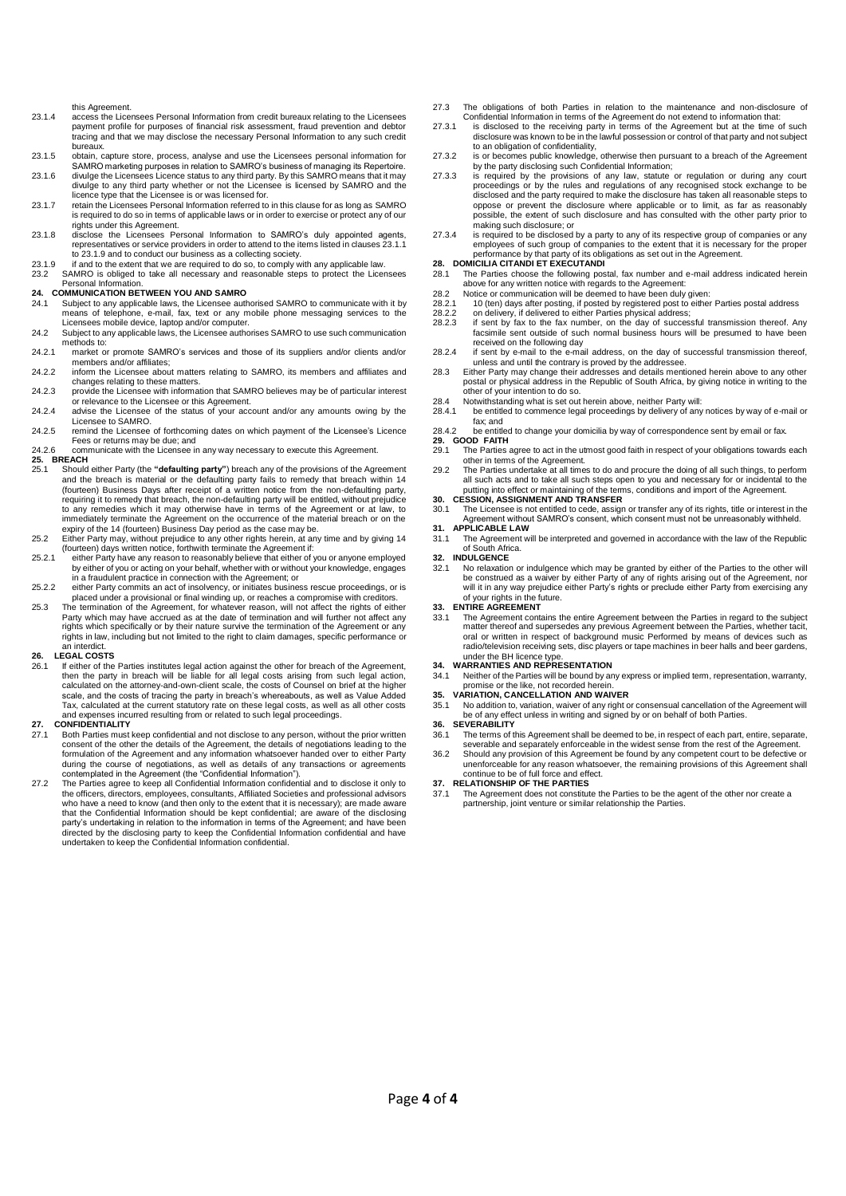this Agreement.

23.1.4 access the Licensees Personal Information from credit bureaux relating to the Licensees payment profile for purposes of financial risk assessment, fraud prevention and debtor tracing and that we may disclose the necessary Personal Information to any such credit bureaux.

23.1.5 obtain, capture store, process, analyse and use the Licensees personal information for SAMRO marketing purposes in relation to SAMRO's business of managing its Repertoire.

23.1.6 divulge the Licensees Licence status to any third party. By this SAMRO means that it may divulge to any third party whether or not the Licensee is licensed by SAMRO and the licence type that the Licensee is or was licensed for.

23.1.7 retain the Licensees Personal Information referred to in this clause for as long as SAMRO is required to do so in terms of applicable laws or in order to exercise or protect any of our rights under this Agreement.

23.1.8 disclose the Licensees Personal Information to SAMRO's duly appointed agents, representatives or service providers in order to attend to the items listed in clauses 23.1.1 to 23.1.9 and to conduct our business as a collecting society.

23.1.9 if and to the extent that we are required to do so, to comply with any applicable law.

23.2 SAMRO is obliged to take all necessary and reasonable steps to protect the Licensees Personal Information.

**24. COMMUNICATION BETWEEN YOU AND SAMRO**

24.1 Subject to any applicable laws, the Licensee authorised SAMRO to communicate with it by means of telephone, e-mail, fax, text or any mobile phone messaging services to the Licensees mobile device, laptop and/or computer.

24.2 Subject to any applicable laws, the Licensee authorises SAMRO to use such communication methods to:

24.2.1 market or promote SAMRO's services and those of its suppliers and/or clients and/or members and/or affiliates;

24.2.2 inform the Licensee about matters relating to SAMRO, its members and affiliates and changes relating to these matters.

24.2.3 provide the Licensee with information that SAMRO believes may be of particular interest or relevance to the Licensee or this Agreement.

24.2.4 advise the Licensee of the status of your account and/or any amounts owing by the Licensee to SAMRO.

24.2.5 remind the Licensee of forthcoming dates on which payment of the Licensee's Licence Fees or returns may be due; and

24.2.6 communicate with the Licensee in any way necessary to execute this Agreement.

**25. BREACH**

25.1 Should either Party (the "**defaulting party**") breach any of the provisions of the Agreement and the breach is material or the defaulting party fails to remedy that breach within 14 (fourteen) Business Days after receipt of a written notice from the non-defaulting party, requiring it to remedy that breach, the non-defaulting party will be entitled, without prejudice to any remedies which it may otherwise have in terms of the Agreement or at law, to immediately terminate the Agreement on the occurrence of the material breach or on the expiry of the 14 (fourteen) Business Day period as the case may be.

25.2 Either Party may, without prejudice to any other rights herein, at any time and by giving 14 (fourteen) days written notice, forthwith terminate the Agreement if:

25.2.1 either Party have any reason to reasonably believe that either of you or anyone employed by either of you or acting on your behalf, whether with or without your knowledge, engages in a fraudulent practice in connection with the Agreement; or

25.2.2 either Party commits an act of insolvency, or initiates business rescue proceedings, or is placed under a provisional or final winding up, or reaches a compromise with creditors.

25.3 The termination of the Agreement, for whatever reason, will not affect the rights of either Party which may have accrued as at the date of termination and will further not affect any rights which specifically or by their nature survive the termination of the Agreement or any rights in law, including but not limited to the right to claim damages, specific performance or an interdict.

**26. LEGAL COSTS**

26.1 If either of the Parties institutes legal action against the other for breach of the Agreement, then the party in breach will be liable for all legal costs arising from such legal action, calculated on the attorney-and-own-client scale, the costs of Counsel on brief at the higher scale, and the costs of tracing the party in breach's whereabouts, as well as Value Added Tax, calculated at the current statutory rate on these legal costs, as well as all other costs and expenses incurred resulting from or related to such legal proceedings.

**27. CONFIDENTIALITY**

27.1 Both Parties must keep confidential and not disclose to any person, without the prior written consent of the other the details of the Agreement, the details of negotiations leading to the formulation of the Agreement and any information whatsoever handed over to either Party during the course of negotiations, as well as details of any transactions or agreements contemplated in the Agreement (the "Confidential Information").

27.2 The Parties agree to keep all Confidential Information confidential and to disclose it only to the officers, directors, employees, consultants, Affiliated Societies and professional advisors who have a need to know (and then only to the extent that it is necessary); are made aware that the Confidential Information should be kept confidential; are aware of the disclosing party's undertaking in relation to the information in terms of the Agreement; and have been directed by the disclosing party to keep the Confidential Information confidential and have undertaken to keep the Confidential Information confidential.

27.3 The obligations of both Parties in relation to the maintenance and non-disclosure of Confidential Information in terms of the Agreement do not extend to information that:

27.3.1 is disclosed to the receiving party in terms of the Agreement but at the time of such disclosure was known to be in the lawful possession or control of that party and not subject to an obligation of confidentiality,

27.3.2 is or becomes public knowledge, otherwise then pursuant to a breach of the Agreement by the party disclosing such Confidential Information;

27.3.3 is required by the provisions of any law, statute or regulation or during any court proceedings or by the rules and regulations of any recognised stock exchange to be disclosed and the party required to make the disclosure has taken all reasonable steps to oppose or prevent the disclosure where applicable or to limit, as far as reasonably possible, the extent of such disclosure and has consulted with the other party prior to making such disclosure; or

27.3.4 is required to be disclosed by a party to any of its respective group of companies or any employees of such group of companies to the extent that it is necessary for the proper performance by that party of its obligations as set out in the Agreement.

**28. DOMICILIA CITANDI ET EXECUTANDI**

28.1 The Parties choose the following postal, fax number and e-mail address indicated herein above for any written notice with regards to the Agreement:

28.2 Notice or communication will be deemed to have been duly given:

28.2.1 10 (ten) days after posting, if posted by registered post to either Parties postal address

28.2.2 on delivery, if delivered to either Parties physical address;

28.2.3 if sent by fax to the fax number, on the day of successful transmission thereof. Any facsimile sent outside of such normal business hours will be presumed to have been received on the following day

28.2.4 if sent by e-mail to the e-mail address, on the day of successful transmission thereof, unless and until the contrary is proved by the addressee.

28.3 Either Party may change their addresses and details mentioned herein above to any other postal or physical address in the Republic of South Africa, by giving notice in writing to the other of your intention to do so.

28.4 Notwithstanding what is set out herein above, neither Party will:

28.4.1 be entitled to commence legal proceedings by delivery of any notices by way of e-mail or fax; and

28.4.2 be entitled to change your domicilia by way of correspondence sent by email or fax.

**29. GOOD FAITH**

29.1 The Parties agree to act in the utmost good faith in respect of your obligations towards each other in terms of the Agreement.

29.2 The Parties undertake at all times to do and procure the doing of all such things, to perform all such acts and to take all such steps open to you and necessary for or incidental to the putting into effect or maintaining of the terms, conditions and import of the Agreement.

**30. CESSION, ASSIGNMENT AND TRANSFER**

30.1 The Licensee is not entitled to cede, assign or transfer any of its rights, title or interest in the Agreement without SAMRO's consent, which consent must not be unreasonably withheld.

**31. APPLICABLE LAW**

31.1 The Agreement will be interpreted and governed in accordance with the law of the Republic of South Africa.

**32. INDULGENCE**

32.1 No relaxation or indulgence which may be granted by either of the Parties to the other will be construed as a waiver by either Party of any of rights arising out of the Agreement, nor will it in any way prejudice either Party's rights or preclude either Party from exercising any of your rights in the future.

**33. ENTIRE AGREEMENT**

33.1 The Agreement contains the entire Agreement between the Parties in regard to the subject matter thereof and supersedes any previous Agreement between the Parties, whether tacit, oral or written in respect of background music Performed by means of devices such as radio/television receiving sets, disc players or tape machines in beer halls and beer gardens, under the BH licence type.

**34. WARRANTIES AND REPRESENTATION**

34.1 Neither of the Parties will be bound by any express or implied term, representation, warranty, promise or the like, not recorded herein.

**35. VARIATION, CANCELLATION AND WAIVER**

35.1 No addition to, variation, waiver of any right or consensual cancellation of the Agreement will be of any effect unless in writing and signed by or on behalf of both Parties.

**36. SEVERABILITY**

36.1 The terms of this Agreement shall be deemed to be, in respect of each part, entire, separate, severable and separately enforceable in the widest sense from the rest of the Agreement.

36.2 Should any provision of this Agreement be found by any competent court to be defective or unenforceable for any reason whatsoever, the remaining provisions of this Agreement shall continue to be of full force and effect.

**37. RELATIONSHIP OF THE PARTIES**

37.1 The Agreement does not constitute the Parties to be the agent of the other nor create a partnership, joint venture or similar relationship the Parties.